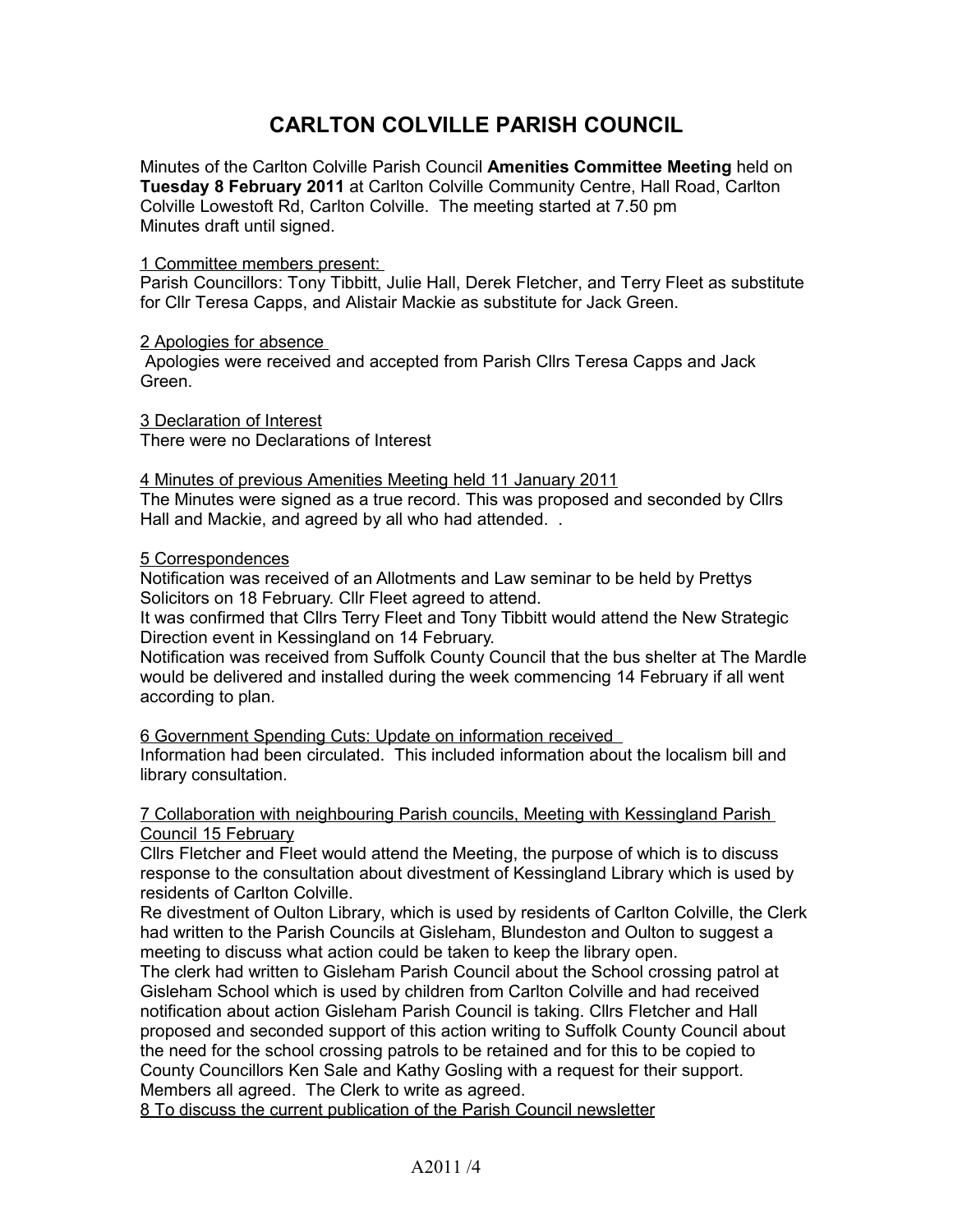# CARLTON COLVILLE PARISH COUNCIL

Minutes of the Carlton Colville Parish Council **Amenities Committee Meeting** held on **Tuesday 8 February 2011** at Carlton Colville Community Centre, Hall Road, Carlton Colville Lowestoft Rd, Carlton Colville. The meeting started at 7.50 pm
Minutes draft until signed.

1 Committee members present:
Parish Councillors: Tony Tibbitt, Julie Hall, Derek Fletcher, and Terry Fleet as substitute for Cllr Teresa Capps, and Alistair Mackie as substitute for Jack Green.

2 Apologies for absence
Apologies were received and accepted from Parish Cllrs Teresa Capps and Jack Green.

3 Declaration of Interest
There were no Declarations of Interest

4 Minutes of previous Amenities Meeting held 11 January 2011
The Minutes were signed as a true record. This was proposed and seconded by Cllrs Hall and Mackie, and agreed by all who had attended. .

5 Correspondences
Notification was received of an Allotments and Law seminar to be held by Prettys Solicitors on 18 February. Cllr Fleet agreed to attend.
It was confirmed that Cllrs Terry Fleet and Tony Tibbitt would attend the New Strategic Direction event in Kessingland on 14 February.
Notification was received from Suffolk County Council that the bus shelter at The Mardle would be delivered and installed during the week commencing 14 February if all went according to plan.

6 Government Spending Cuts: Update on information received
Information had been circulated. This included information about the localism bill and library consultation.

7 Collaboration with neighbouring Parish councils, Meeting with Kessingland Parish Council 15 February
Cllrs Fletcher and Fleet would attend the Meeting, the purpose of which is to discuss response to the consultation about divestment of Kessingland Library which is used by residents of Carlton Colville.
Re divestment of Oulton Library, which is used by residents of Carlton Colville, the Clerk had written to the Parish Councils at Gisleham, Blundeston and Oulton to suggest a meeting to discuss what action could be taken to keep the library open.
The clerk had written to Gisleham Parish Council about the School crossing patrol at Gisleham School which is used by children from Carlton Colville and had received notification about action Gisleham Parish Council is taking. Cllrs Fletcher and Hall proposed and seconded support of this action writing to Suffolk County Council about the need for the school crossing patrols to be retained and for this to be copied to County Councillors Ken Sale and Kathy Gosling with a request for their support. Members all agreed. The Clerk to write as agreed.

8 To discuss the current publication of the Parish Council newsletter

A2011 /4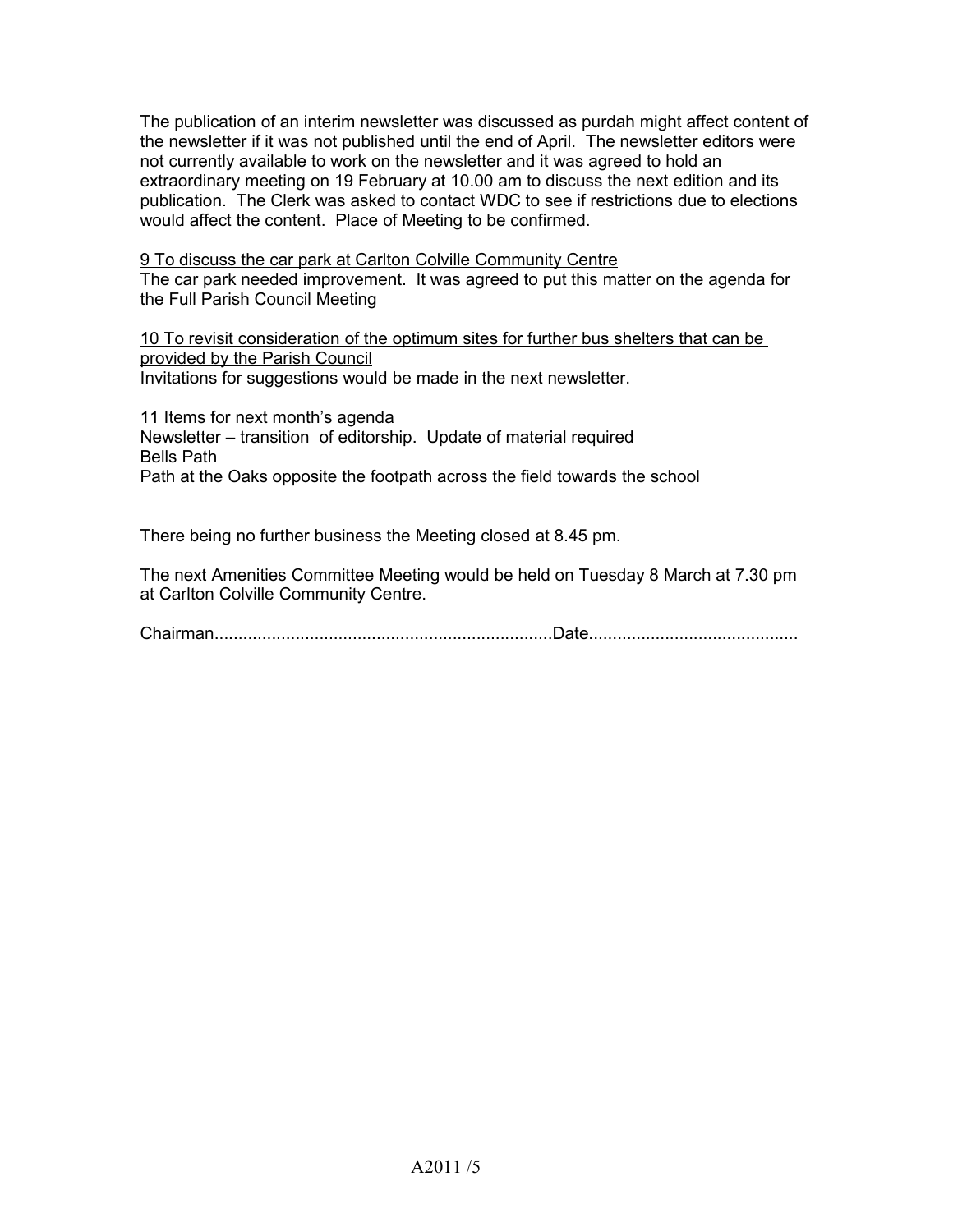The publication of an interim newsletter was discussed as purdah might affect content of the newsletter if it was not published until the end of April. The newsletter editors were not currently available to work on the newsletter and it was agreed to hold an extraordinary meeting on 19 February at 10.00 am to discuss the next edition and its publication. The Clerk was asked to contact WDC to see if restrictions due to elections would affect the content. Place of Meeting to be confirmed.

<u>9 To discuss the car park at Carlton Colville Community Centre</u>
The car park needed improvement. It was agreed to put this matter on the agenda for the Full Parish Council Meeting

<u>10 To revisit consideration of the optimum sites for further bus shelters that can be provided by the Parish Council</u>
Invitations for suggestions would be made in the next newsletter.

<u>11 Items for next month's agenda</u>
Newsletter – transition of editorship. Update of material required
Bells Path
Path at the Oaks opposite the footpath across the field towards the school

There being no further business the Meeting closed at 8.45 pm.

The next Amenities Committee Meeting would be held on Tuesday 8 March at 7.30 pm at Carlton Colville Community Centre.

Chairman......................................................................Date...........................................